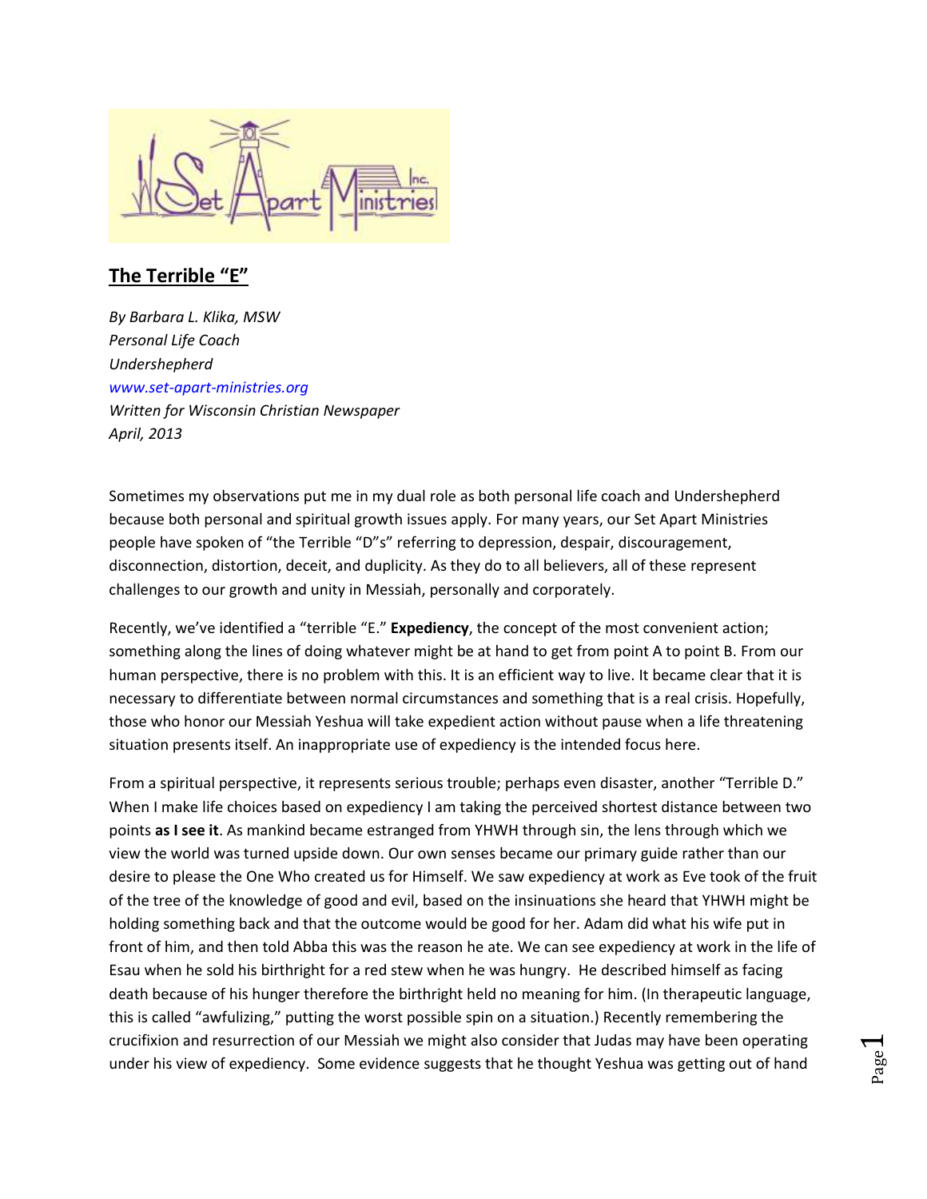## The Terrible "E"

*By Barbara L. Klika, MSW*
*Personal Life Coach*
*Undershepherd*
*www.set-apart-ministries.org*
*Written for Wisconsin Christian Newspaper*
*April, 2013*

Sometimes my observations put me in my dual role as both personal life coach and Undershepherd because both personal and spiritual growth issues apply. For many years, our Set Apart Ministries people have spoken of "the Terrible "D"s" referring to depression, despair, discouragement, disconnection, distortion, deceit, and duplicity. As they do to all believers, all of these represent challenges to our growth and unity in Messiah, personally and corporately.

Recently, we've identified a "terrible "E." **Expediency**, the concept of the most convenient action; something along the lines of doing whatever might be at hand to get from point A to point B. From our human perspective, there is no problem with this. It is an efficient way to live. It became clear that it is necessary to differentiate between normal circumstances and something that is a real crisis. Hopefully, those who honor our Messiah Yeshua will take expedient action without pause when a life threatening situation presents itself. An inappropriate use of expediency is the intended focus here.

From a spiritual perspective, it represents serious trouble; perhaps even disaster, another "Terrible D." When I make life choices based on expediency I am taking the perceived shortest distance between two points **as I see it**. As mankind became estranged from YHWH through sin, the lens through which we view the world was turned upside down. Our own senses became our primary guide rather than our desire to please the One Who created us for Himself. We saw expediency at work as Eve took of the fruit of the tree of the knowledge of good and evil, based on the insinuations she heard that YHWH might be holding something back and that the outcome would be good for her. Adam did what his wife put in front of him, and then told Abba this was the reason he ate. We can see expediency at work in the life of Esau when he sold his birthright for a red stew when he was hungry. He described himself as facing death because of his hunger therefore the birthright held no meaning for him. (In therapeutic language, this is called "awfulizing," putting the worst possible spin on a situation.) Recently remembering the crucifixion and resurrection of our Messiah we might also consider that Judas may have been operating under his view of expediency. Some evidence suggests that he thought Yeshua was getting out of hand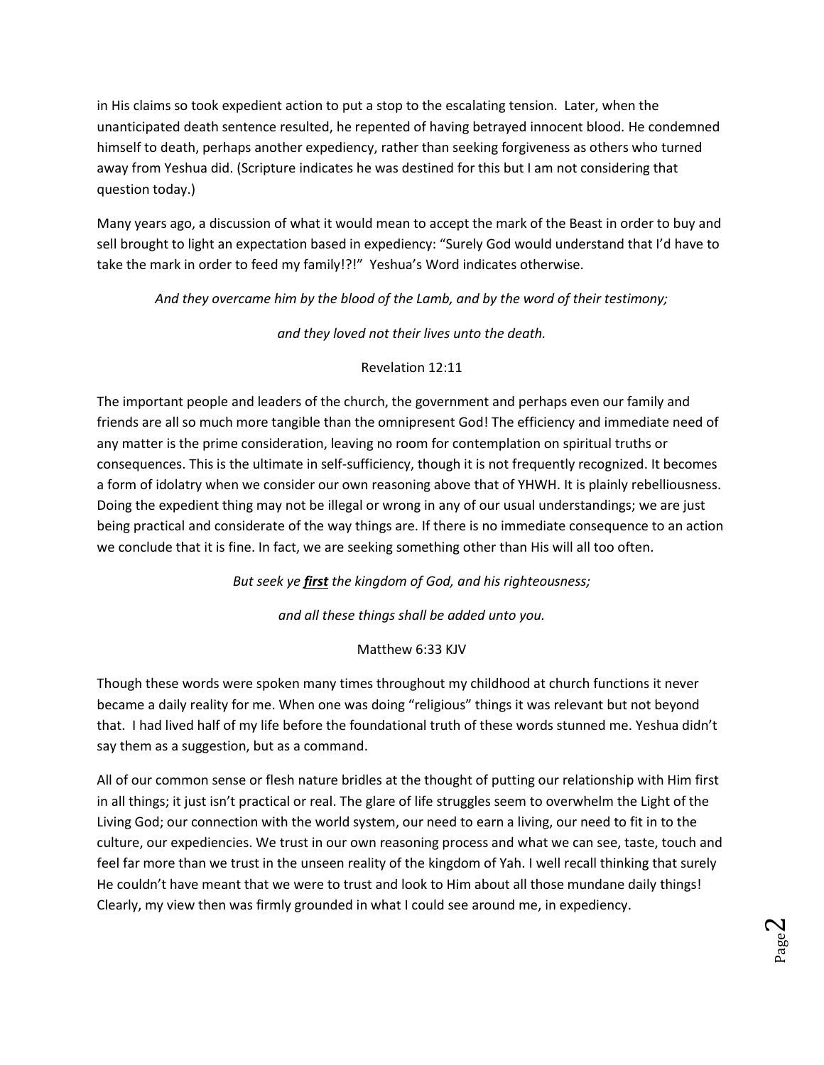in His claims so took expedient action to put a stop to the escalating tension. Later, when the unanticipated death sentence resulted, he repented of having betrayed innocent blood. He condemned himself to death, perhaps another expediency, rather than seeking forgiveness as others who turned away from Yeshua did. (Scripture indicates he was destined for this but I am not considering that question today.)

Many years ago, a discussion of what it would mean to accept the mark of the Beast in order to buy and sell brought to light an expectation based in expediency: "Surely God would understand that I'd have to take the mark in order to feed my family!?!" Yeshua's Word indicates otherwise.

*And they overcame him by the blood of the Lamb, and by the word of their testimony;*

*and they loved not their lives unto the death.*

Revelation 12:11

The important people and leaders of the church, the government and perhaps even our family and friends are all so much more tangible than the omnipresent God! The efficiency and immediate need of any matter is the prime consideration, leaving no room for contemplation on spiritual truths or consequences. This is the ultimate in self-sufficiency, though it is not frequently recognized. It becomes a form of idolatry when we consider our own reasoning above that of YHWH. It is plainly rebelliousness. Doing the expedient thing may not be illegal or wrong in any of our usual understandings; we are just being practical and considerate of the way things are. If there is no immediate consequence to an action we conclude that it is fine. In fact, we are seeking something other than His will all too often.

*But seek ye **first** the kingdom of God, and his righteousness;*

*and all these things shall be added unto you.*

Matthew 6:33 KJV

Though these words were spoken many times throughout my childhood at church functions it never became a daily reality for me. When one was doing "religious" things it was relevant but not beyond that. I had lived half of my life before the foundational truth of these words stunned me. Yeshua didn't say them as a suggestion, but as a command.

All of our common sense or flesh nature bridles at the thought of putting our relationship with Him first in all things; it just isn't practical or real. The glare of life struggles seem to overwhelm the Light of the Living God; our connection with the world system, our need to earn a living, our need to fit in to the culture, our expediencies. We trust in our own reasoning process and what we can see, taste, touch and feel far more than we trust in the unseen reality of the kingdom of Yah. I well recall thinking that surely He couldn't have meant that we were to trust and look to Him about all those mundane daily things! Clearly, my view then was firmly grounded in what I could see around me, in expediency.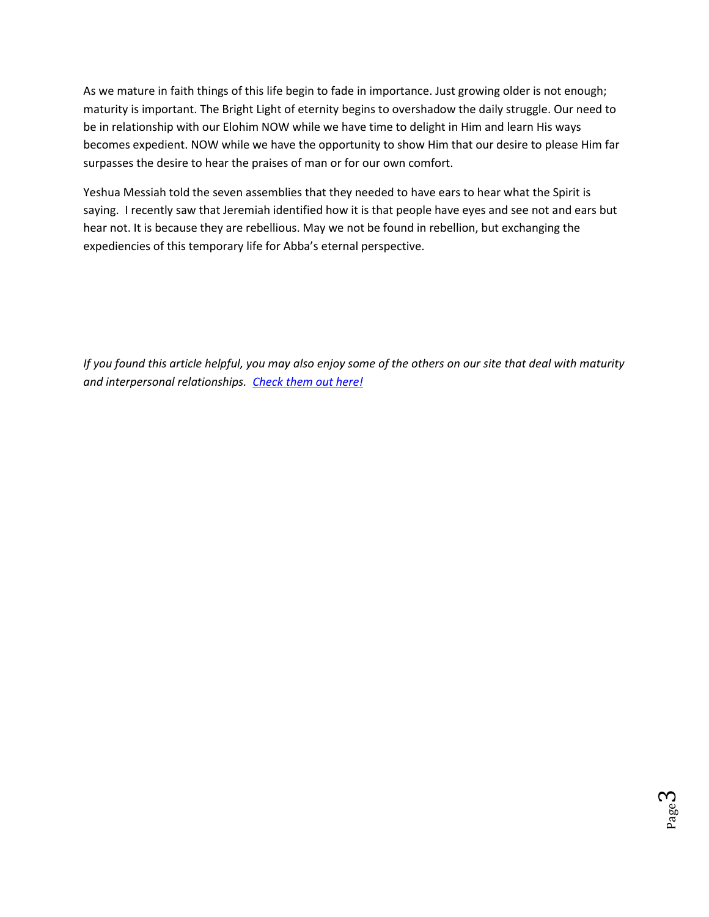As we mature in faith things of this life begin to fade in importance. Just growing older is not enough; maturity is important. The Bright Light of eternity begins to overshadow the daily struggle. Our need to be in relationship with our Elohim NOW while we have time to delight in Him and learn His ways becomes expedient. NOW while we have the opportunity to show Him that our desire to please Him far surpasses the desire to hear the praises of man or for our own comfort.

Yeshua Messiah told the seven assemblies that they needed to have ears to hear what the Spirit is saying. I recently saw that Jeremiah identified how it is that people have eyes and see not and ears but hear not. It is because they are rebellious. May we not be found in rebellion, but exchanging the expediencies of this temporary life for Abba's eternal perspective.

*If you found this article helpful, you may also enjoy some of the others on our site that deal with maturity and interpersonal relationships. [Check them out here!]()*